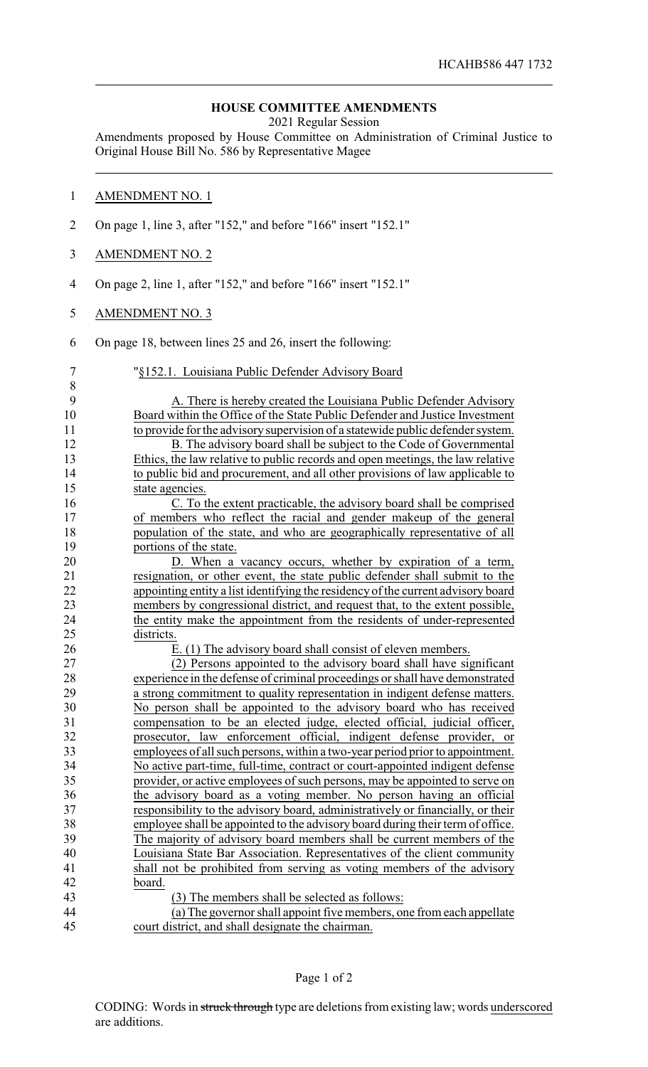HCAHB586 447 1732

# HOUSE COMMITTEE AMENDMENTS

2021 Regular Session

Amendments proposed by House Committee on Administration of Criminal Justice to Original House Bill No. 586 by Representative Magee

AMENDMENT NO. 1

On page 1, line 3, after "152," and before "166" insert "152.1"

AMENDMENT NO. 2

On page 2, line 1, after "152," and before "166" insert "152.1"

AMENDMENT NO. 3

On page 18, between lines 25 and 26, insert the following:

"§152.1. Louisiana Public Defender Advisory Board

A. There is hereby created the Louisiana Public Defender Advisory Board within the Office of the State Public Defender and Justice Investment to provide for the advisory supervision of a statewide public defender system.

B. The advisory board shall be subject to the Code of Governmental Ethics, the law relative to public records and open meetings, the law relative to public bid and procurement, and all other provisions of law applicable to state agencies.

C. To the extent practicable, the advisory board shall be comprised of members who reflect the racial and gender makeup of the general population of the state, and who are geographically representative of all portions of the state.

D. When a vacancy occurs, whether by expiration of a term, resignation, or other event, the state public defender shall submit to the appointing entity a list identifying the residency of the current advisory board members by congressional district, and request that, to the extent possible, the entity make the appointment from the residents of under-represented districts.

E. (1) The advisory board shall consist of eleven members.

(2) Persons appointed to the advisory board shall have significant experience in the defense of criminal proceedings or shall have demonstrated a strong commitment to quality representation in indigent defense matters. No person shall be appointed to the advisory board who has received compensation to be an elected judge, elected official, judicial officer, prosecutor, law enforcement official, indigent defense provider, or employees of all such persons, within a two-year period prior to appointment. No active part-time, full-time, contract or court-appointed indigent defense provider, or active employees of such persons, may be appointed to serve on the advisory board as a voting member. No person having an official responsibility to the advisory board, administratively or financially, or their employee shall be appointed to the advisory board during their term of office. The majority of advisory board members shall be current members of the Louisiana State Bar Association. Representatives of the client community shall not be prohibited from serving as voting members of the advisory board.

(3) The members shall be selected as follows:

(a) The governor shall appoint five members, one from each appellate court district, and shall designate the chairman.

CODING: Words in ~~struck through~~ type are deletions from existing law; words underscored are additions.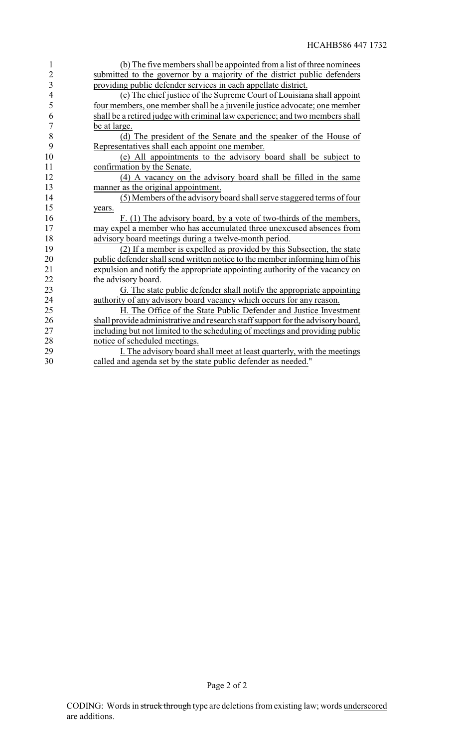(b) The five members shall be appointed from a list of three nominees submitted to the governor by a majority of the district public defenders providing public defender services in each appellate district.

(c) The chief justice of the Supreme Court of Louisiana shall appoint four members, one member shall be a juvenile justice advocate; one member shall be a retired judge with criminal law experience; and two members shall be at large.

(d) The president of the Senate and the speaker of the House of Representatives shall each appoint one member.

(e) All appointments to the advisory board shall be subject to confirmation by the Senate.

(4) A vacancy on the advisory board shall be filled in the same manner as the original appointment.

(5) Members of the advisory board shall serve staggered terms of four years.

F. (1) The advisory board, by a vote of two-thirds of the members, may expel a member who has accumulated three unexcused absences from advisory board meetings during a twelve-month period.

(2) If a member is expelled as provided by this Subsection, the state public defender shall send written notice to the member informing him of his expulsion and notify the appropriate appointing authority of the vacancy on the advisory board.

G. The state public defender shall notify the appropriate appointing authority of any advisory board vacancy which occurs for any reason.

H. The Office of the State Public Defender and Justice Investment shall provide administrative and research staff support for the advisory board, including but not limited to the scheduling of meetings and providing public notice of scheduled meetings.

I. The advisory board shall meet at least quarterly, with the meetings called and agenda set by the state public defender as needed."

CODING: Words in ~~struck through~~ type are deletions from existing law; words underscored are additions.